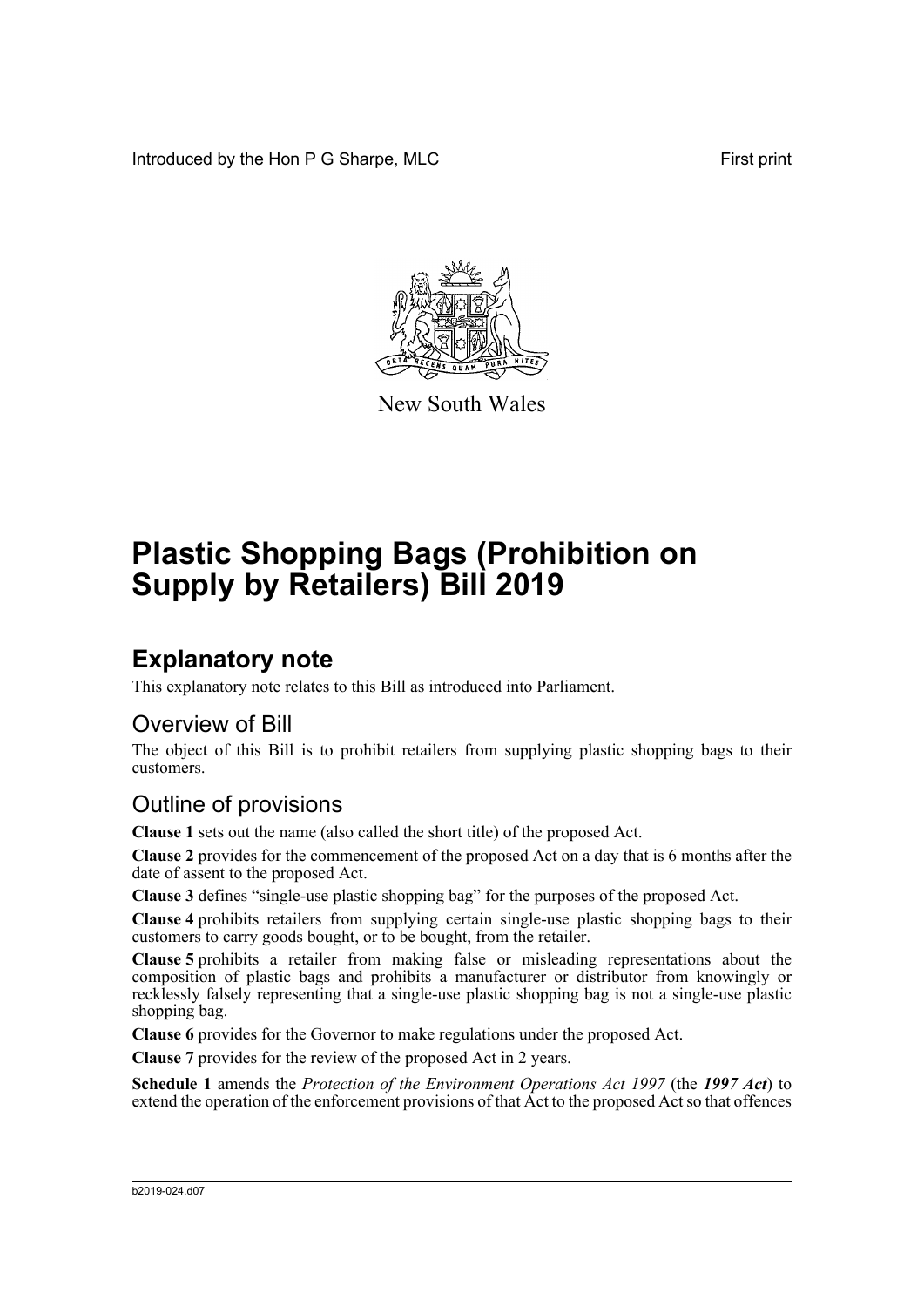Introduced by the Hon P G Sharpe, MLC

First print

New South Wales

# Plastic Shopping Bags (Prohibition on Supply by Retailers) Bill 2019

## Explanatory note

This explanatory note relates to this Bill as introduced into Parliament.

### Overview of Bill

The object of this Bill is to prohibit retailers from supplying plastic shopping bags to their customers.

### Outline of provisions

**Clause 1** sets out the name (also called the short title) of the proposed Act.

**Clause 2** provides for the commencement of the proposed Act on a day that is 6 months after the date of assent to the proposed Act.

**Clause 3** defines "single-use plastic shopping bag" for the purposes of the proposed Act.

**Clause 4** prohibits retailers from supplying certain single-use plastic shopping bags to their customers to carry goods bought, or to be bought, from the retailer.

**Clause 5** prohibits a retailer from making false or misleading representations about the composition of plastic bags and prohibits a manufacturer or distributor from knowingly or recklessly falsely representing that a single-use plastic shopping bag is not a single-use plastic shopping bag.

**Clause 6** provides for the Governor to make regulations under the proposed Act.

**Clause 7** provides for the review of the proposed Act in 2 years.

**Schedule 1** amends the *Protection of the Environment Operations Act 1997* (the ***1997 Act***) to extend the operation of the enforcement provisions of that Act to the proposed Act so that offences

b2019-024.d07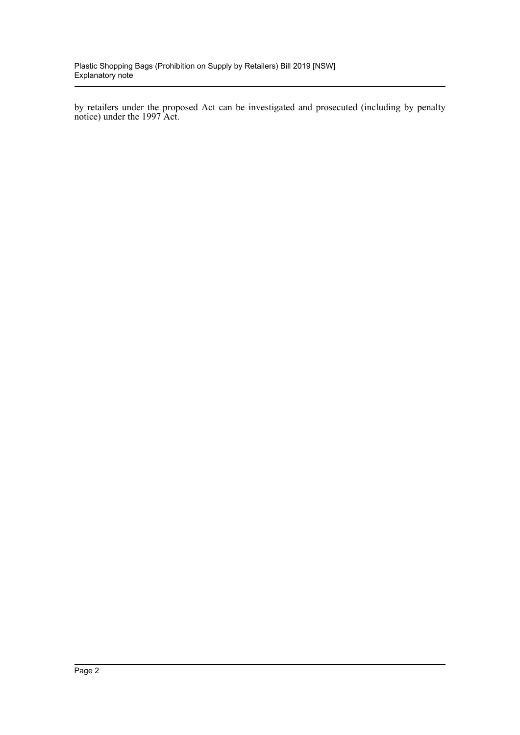by retailers under the proposed Act can be investigated and prosecuted (including by penalty notice) under the 1997 Act.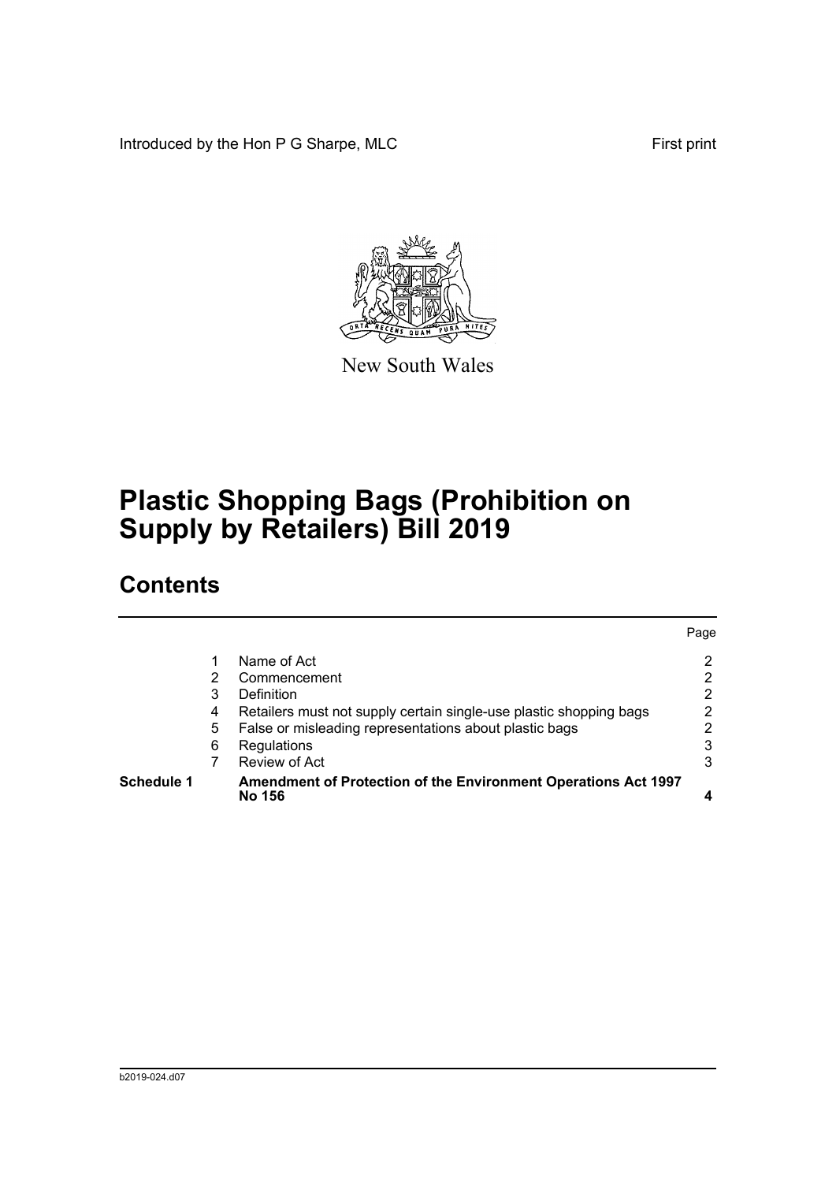Introduced by the Hon P G Sharpe, MLC

First print

New South Wales

# Plastic Shopping Bags (Prohibition on Supply by Retailers) Bill 2019

## Contents

| | | | Page |
|---|---|---|---|
| | 1 | Name of Act | 2 |
| | 2 | Commencement | 2 |
| | 3 | Definition | 2 |
| | 4 | Retailers must not supply certain single-use plastic shopping bags | 2 |
| | 5 | False or misleading representations about plastic bags | 2 |
| | 6 | Regulations | 3 |
| | 7 | Review of Act | 3 |
| **Schedule 1** | | **Amendment of Protection of the Environment Operations Act 1997 No 156** | **4** |

b2019-024.d07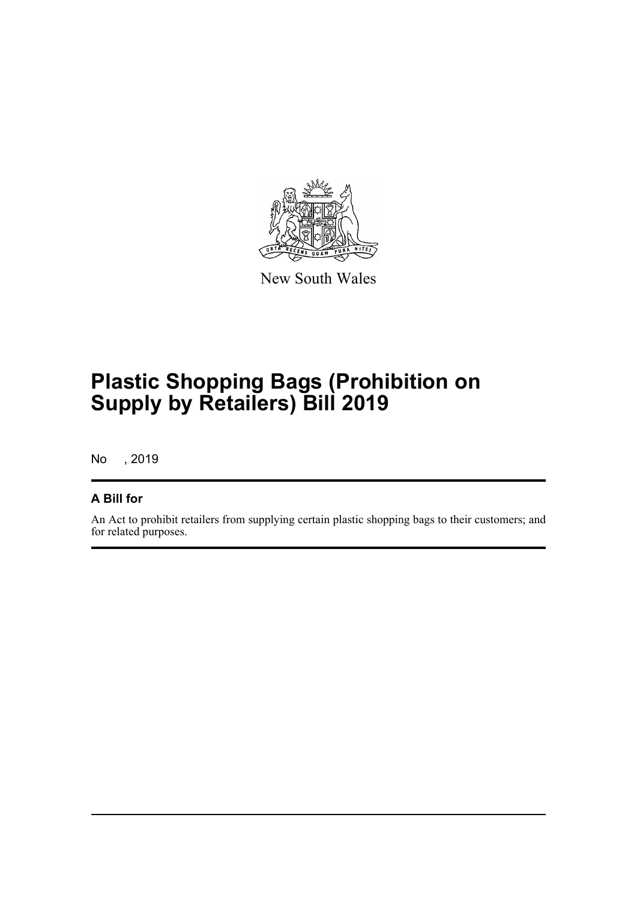New South Wales

# Plastic Shopping Bags (Prohibition on Supply by Retailers) Bill 2019

No , 2019

## A Bill for

An Act to prohibit retailers from supplying certain plastic shopping bags to their customers; and for related purposes.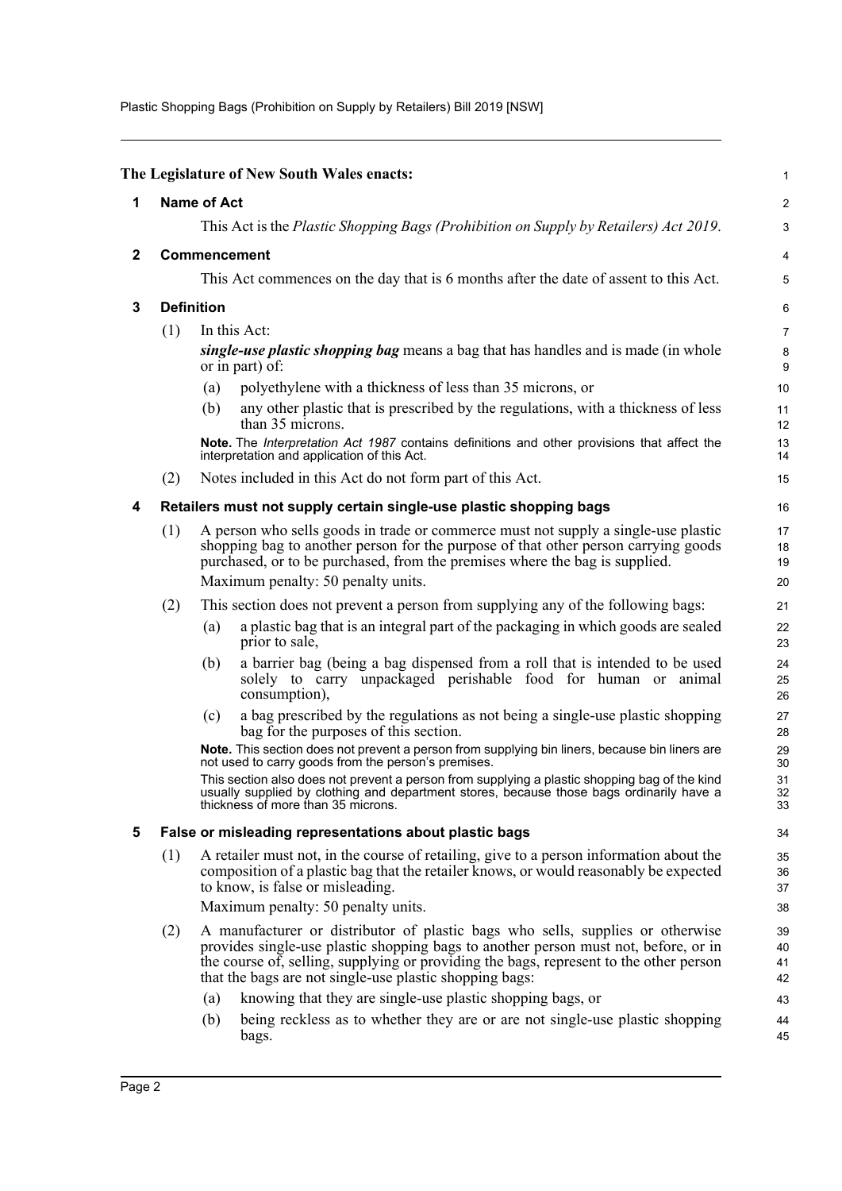**The Legislature of New South Wales enacts:**

## 1 Name of Act

This Act is the *Plastic Shopping Bags (Prohibition on Supply by Retailers) Act 2019*.

## 2 Commencement

This Act commences on the day that is 6 months after the date of assent to this Act.

## 3 Definition

(1) In this Act:

***single-use plastic shopping bag*** means a bag that has handles and is made (in whole or in part) of:

- (a) polyethylene with a thickness of less than 35 microns, or
- (b) any other plastic that is prescribed by the regulations, with a thickness of less than 35 microns.

**Note.** The *Interpretation Act 1987* contains definitions and other provisions that affect the interpretation and application of this Act.

(2) Notes included in this Act do not form part of this Act.

## 4 Retailers must not supply certain single-use plastic shopping bags

(1) A person who sells goods in trade or commerce must not supply a single-use plastic shopping bag to another person for the purpose of that other person carrying goods purchased, or to be purchased, from the premises where the bag is supplied.

Maximum penalty: 50 penalty units.

(2) This section does not prevent a person from supplying any of the following bags:

- (a) a plastic bag that is an integral part of the packaging in which goods are sealed prior to sale,
- (b) a barrier bag (being a bag dispensed from a roll that is intended to be used solely to carry unpackaged perishable food for human or animal consumption),
- (c) a bag prescribed by the regulations as not being a single-use plastic shopping bag for the purposes of this section.

**Note.** This section does not prevent a person from supplying bin liners, because bin liners are not used to carry goods from the person's premises.

This section also does not prevent a person from supplying a plastic shopping bag of the kind usually supplied by clothing and department stores, because those bags ordinarily have a thickness of more than 35 microns.

## 5 False or misleading representations about plastic bags

(1) A retailer must not, in the course of retailing, give to a person information about the composition of a plastic bag that the retailer knows, or would reasonably be expected to know, is false or misleading.

Maximum penalty: 50 penalty units.

(2) A manufacturer or distributor of plastic bags who sells, supplies or otherwise provides single-use plastic shopping bags to another person must not, before, or in the course of, selling, supplying or providing the bags, represent to the other person that the bags are not single-use plastic shopping bags:

- (a) knowing that they are single-use plastic shopping bags, or
- (b) being reckless as to whether they are or are not single-use plastic shopping bags.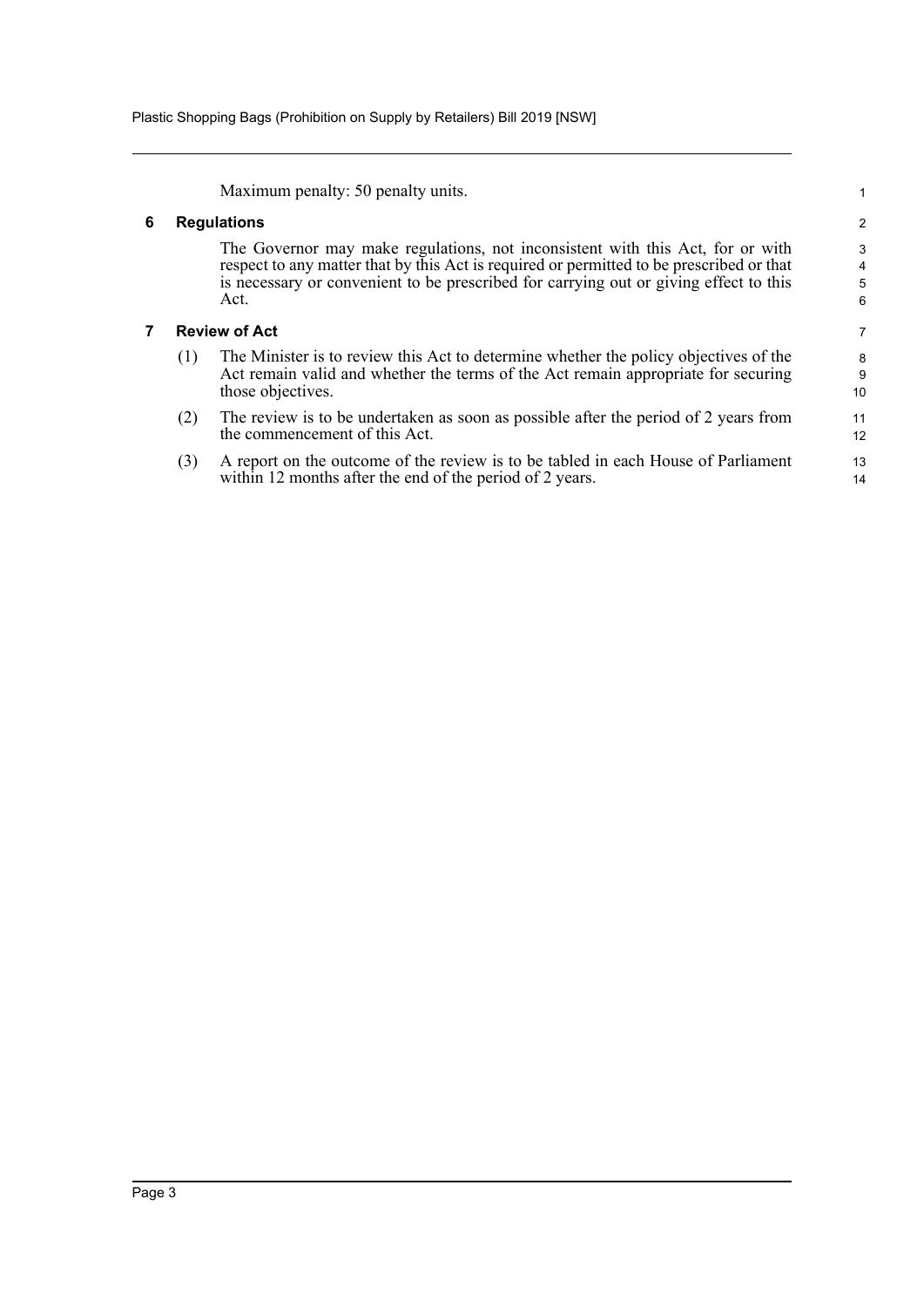Maximum penalty: 50 penalty units.

## 6 Regulations

The Governor may make regulations, not inconsistent with this Act, for or with respect to any matter that by this Act is required or permitted to be prescribed or that is necessary or convenient to be prescribed for carrying out or giving effect to this Act.

## 7 Review of Act

(1) The Minister is to review this Act to determine whether the policy objectives of the Act remain valid and whether the terms of the Act remain appropriate for securing those objectives.

(2) The review is to be undertaken as soon as possible after the period of 2 years from the commencement of this Act.

(3) A report on the outcome of the review is to be tabled in each House of Parliament within 12 months after the end of the period of 2 years.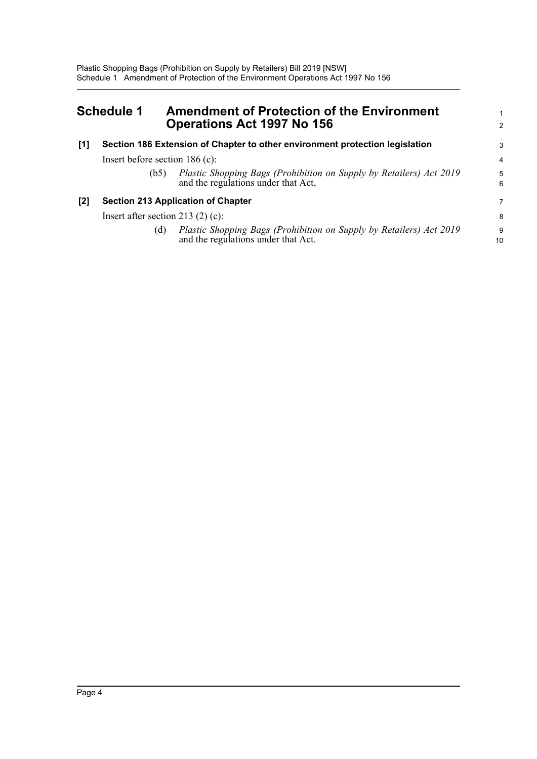## Schedule 1 Amendment of Protection of the Environment Operations Act 1997 No 156

### [1] Section 186 Extension of Chapter to other environment protection legislation

Insert before section 186 (c):

(b5) *Plastic Shopping Bags (Prohibition on Supply by Retailers) Act 2019* and the regulations under that Act,

### [2] Section 213 Application of Chapter

Insert after section 213 (2) (c):

(d) *Plastic Shopping Bags (Prohibition on Supply by Retailers) Act 2019* and the regulations under that Act.